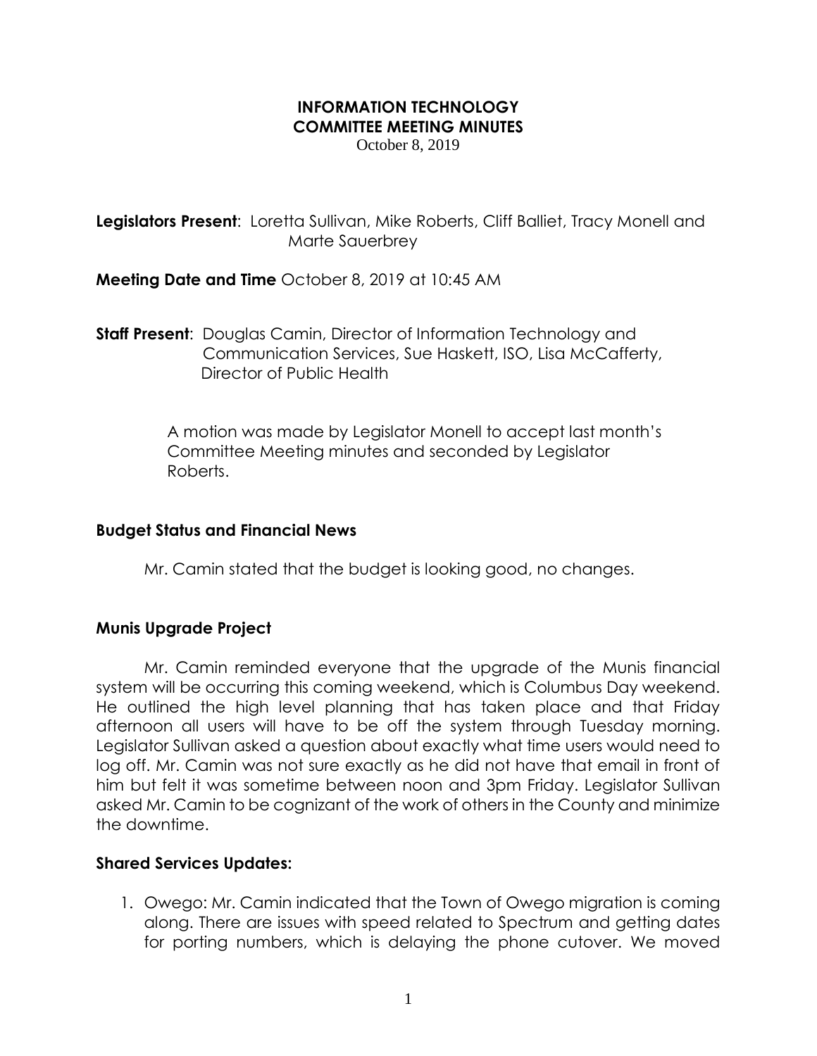# INFORMATION TECHNOLOGY COMMITTEE MEETING MINUTES

October 8, 2019

**Legislators Present**: Loretta Sullivan, Mike Roberts, Cliff Balliet, Tracy Monell and Marte Sauerbrey

**Meeting Date and Time** October 8, 2019 at 10:45 AM

**Staff Present**: Douglas Camin, Director of Information Technology and Communication Services, Sue Haskett, ISO, Lisa McCafferty, Director of Public Health

A motion was made by Legislator Monell to accept last month's Committee Meeting minutes and seconded by Legislator Roberts.

## Budget Status and Financial News

Mr. Camin stated that the budget is looking good, no changes.

## Munis Upgrade Project

Mr. Camin reminded everyone that the upgrade of the Munis financial system will be occurring this coming weekend, which is Columbus Day weekend. He outlined the high level planning that has taken place and that Friday afternoon all users will have to be off the system through Tuesday morning. Legislator Sullivan asked a question about exactly what time users would need to log off. Mr. Camin was not sure exactly as he did not have that email in front of him but felt it was sometime between noon and 3pm Friday. Legislator Sullivan asked Mr. Camin to be cognizant of the work of others in the County and minimize the downtime.

## Shared Services Updates:

1. Owego: Mr. Camin indicated that the Town of Owego migration is coming along. There are issues with speed related to Spectrum and getting dates for porting numbers, which is delaying the phone cutover. We moved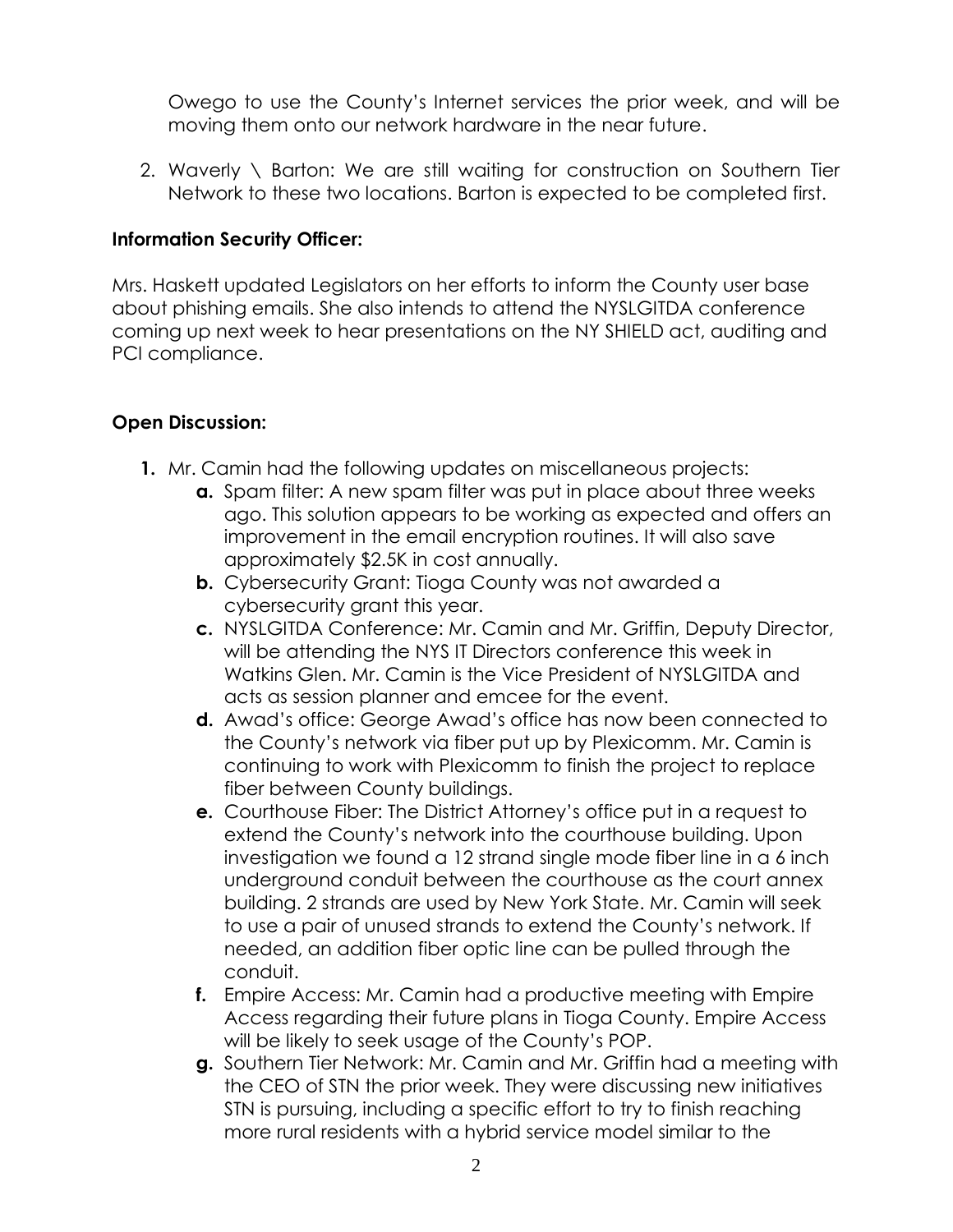Owego to use the County's Internet services the prior week, and will be moving them onto our network hardware in the near future.

2. Waverly \ Barton: We are still waiting for construction on Southern Tier Network to these two locations. Barton is expected to be completed first.

**Information Security Officer:**

Mrs. Haskett updated Legislators on her efforts to inform the County user base about phishing emails. She also intends to attend the NYSLGITDA conference coming up next week to hear presentations on the NY SHIELD act, auditing and PCI compliance.

**Open Discussion:**

1. Mr. Camin had the following updates on miscellaneous projects:
   a. Spam filter: A new spam filter was put in place about three weeks ago. This solution appears to be working as expected and offers an improvement in the email encryption routines. It will also save approximately $2.5K in cost annually.
   b. Cybersecurity Grant: Tioga County was not awarded a cybersecurity grant this year.
   c. NYSLGITDA Conference: Mr. Camin and Mr. Griffin, Deputy Director, will be attending the NYS IT Directors conference this week in Watkins Glen. Mr. Camin is the Vice President of NYSLGITDA and acts as session planner and emcee for the event.
   d. Awad's office: George Awad's office has now been connected to the County's network via fiber put up by Plexicomm. Mr. Camin is continuing to work with Plexicomm to finish the project to replace fiber between County buildings.
   e. Courthouse Fiber: The District Attorney's office put in a request to extend the County's network into the courthouse building. Upon investigation we found a 12 strand single mode fiber line in a 6 inch underground conduit between the courthouse as the court annex building. 2 strands are used by New York State. Mr. Camin will seek to use a pair of unused strands to extend the County's network. If needed, an addition fiber optic line can be pulled through the conduit.
   f. Empire Access: Mr. Camin had a productive meeting with Empire Access regarding their future plans in Tioga County. Empire Access will be likely to seek usage of the County's POP.
   g. Southern Tier Network: Mr. Camin and Mr. Griffin had a meeting with the CEO of STN the prior week. They were discussing new initiatives STN is pursuing, including a specific effort to try to finish reaching more rural residents with a hybrid service model similar to the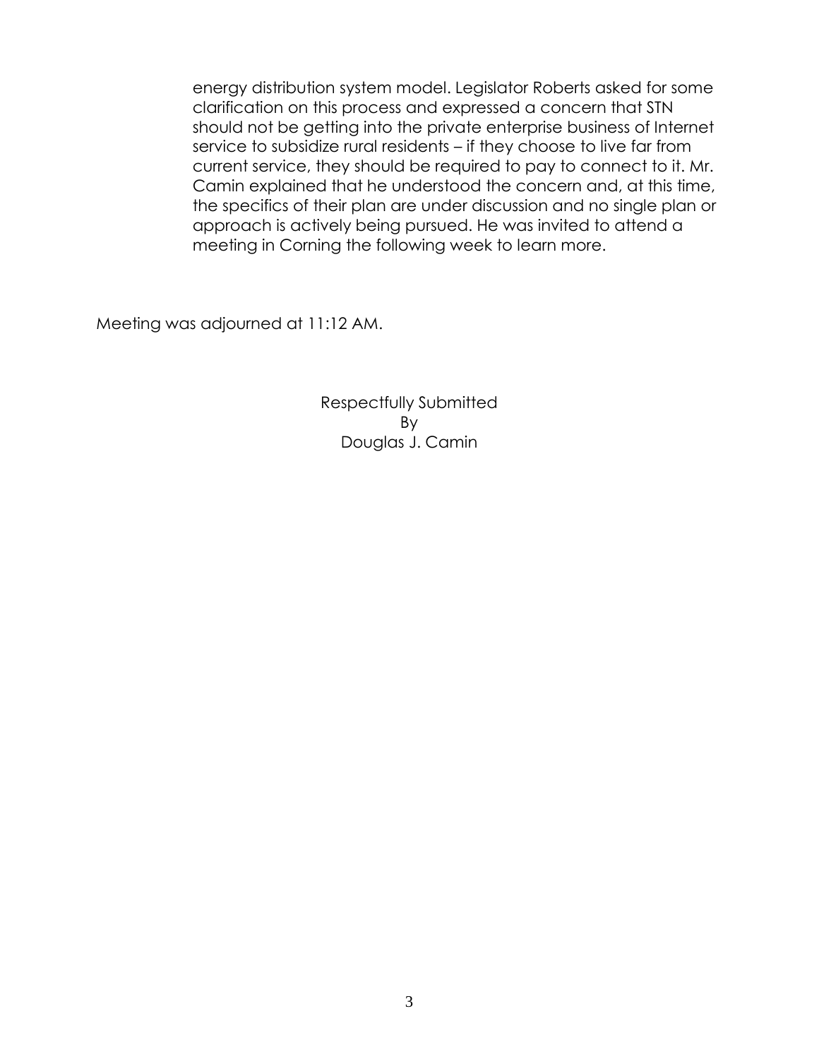energy distribution system model. Legislator Roberts asked for some clarification on this process and expressed a concern that STN should not be getting into the private enterprise business of Internet service to subsidize rural residents – if they choose to live far from current service, they should be required to pay to connect to it. Mr. Camin explained that he understood the concern and, at this time, the specifics of their plan are under discussion and no single plan or approach is actively being pursued. He was invited to attend a meeting in Corning the following week to learn more.

Meeting was adjourned at 11:12 AM.

Respectfully Submitted
By
Douglas J. Camin